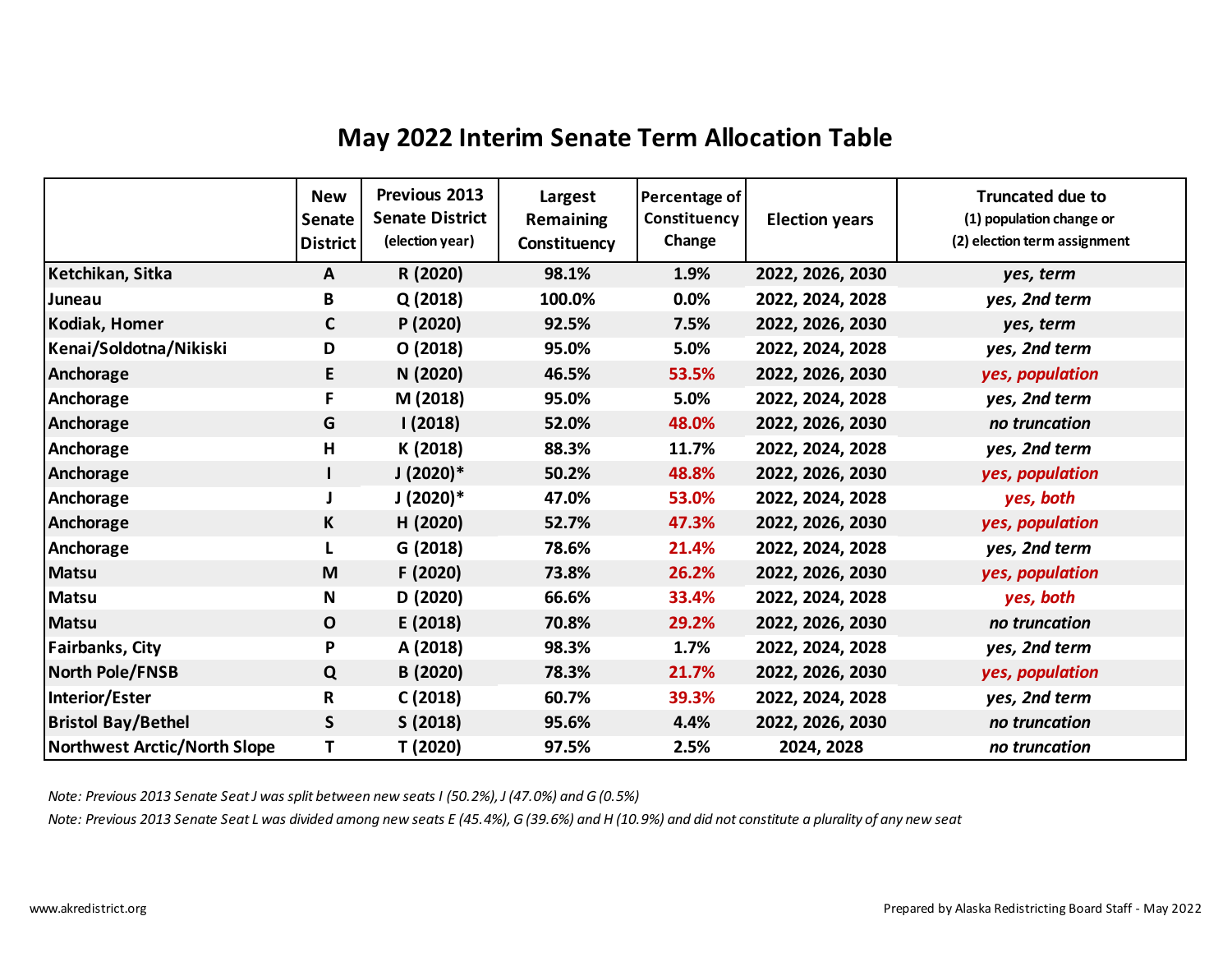# May 2022 Interim Senate Term Allocation Table

| | New Senate District | Previous 2013 Senate District (election year) | Largest Remaining Constituency | Percentage of Constituency Change | Election years | Truncated due to (1) population change or (2) election term assignment |
|---|---|---|---|---|---|---|
| **Ketchikan, Sitka** | **A** | **R (2020)** | **98.1%** | **1.9%** | **2022, 2026, 2030** | ***yes, term*** |
| **Juneau** | **B** | **Q (2018)** | **100.0%** | **0.0%** | **2022, 2024, 2028** | ***yes, 2nd term*** |
| **Kodiak, Homer** | **C** | **P (2020)** | **92.5%** | **7.5%** | **2022, 2026, 2030** | ***yes, term*** |
| **Kenai/Soldotna/Nikiski** | **D** | **O (2018)** | **95.0%** | **5.0%** | **2022, 2024, 2028** | ***yes, 2nd term*** |
| **Anchorage** | **E** | **N (2020)** | **46.5%** | **53.5%** | **2022, 2026, 2030** | ***yes, population*** |
| **Anchorage** | **F** | **M (2018)** | **95.0%** | **5.0%** | **2022, 2024, 2028** | ***yes, 2nd term*** |
| **Anchorage** | **G** | **I (2018)** | **52.0%** | **48.0%** | **2022, 2026, 2030** | ***no truncation*** |
| **Anchorage** | **H** | **K (2018)** | **88.3%** | **11.7%** | **2022, 2024, 2028** | ***yes, 2nd term*** |
| **Anchorage** | **I** | **J (2020)*** | **50.2%** | **48.8%** | **2022, 2026, 2030** | ***yes, population*** |
| **Anchorage** | **J** | **J (2020)*** | **47.0%** | **53.0%** | **2022, 2024, 2028** | ***yes, both*** |
| **Anchorage** | **K** | **H (2020)** | **52.7%** | **47.3%** | **2022, 2026, 2030** | ***yes, population*** |
| **Anchorage** | **L** | **G (2018)** | **78.6%** | **21.4%** | **2022, 2024, 2028** | ***yes, 2nd term*** |
| **Matsu** | **M** | **F (2020)** | **73.8%** | **26.2%** | **2022, 2026, 2030** | ***yes, population*** |
| **Matsu** | **N** | **D (2020)** | **66.6%** | **33.4%** | **2022, 2024, 2028** | ***yes, both*** |
| **Matsu** | **O** | **E (2018)** | **70.8%** | **29.2%** | **2022, 2026, 2030** | ***no truncation*** |
| **Fairbanks, City** | **P** | **A (2018)** | **98.3%** | **1.7%** | **2022, 2024, 2028** | ***yes, 2nd term*** |
| **North Pole/FNSB** | **Q** | **B (2020)** | **78.3%** | **21.7%** | **2022, 2026, 2030** | ***yes, population*** |
| **Interior/Ester** | **R** | **C (2018)** | **60.7%** | **39.3%** | **2022, 2024, 2028** | ***yes, 2nd term*** |
| **Bristol Bay/Bethel** | **S** | **S (2018)** | **95.6%** | **4.4%** | **2022, 2026, 2030** | ***no truncation*** |
| **Northwest Arctic/North Slope** | **T** | **T (2020)** | **97.5%** | **2.5%** | **2024, 2028** | ***no truncation*** |

*Note: Previous 2013 Senate Seat J was split between new seats I (50.2%), J (47.0%) and G (0.5%)*

*Note: Previous 2013 Senate Seat L was divided among new seats E (45.4%), G (39.6%) and H (10.9%) and did not constitute a plurality of any new seat*

www.akredistrict.org

Prepared by Alaska Redistricting Board Staff - May 2022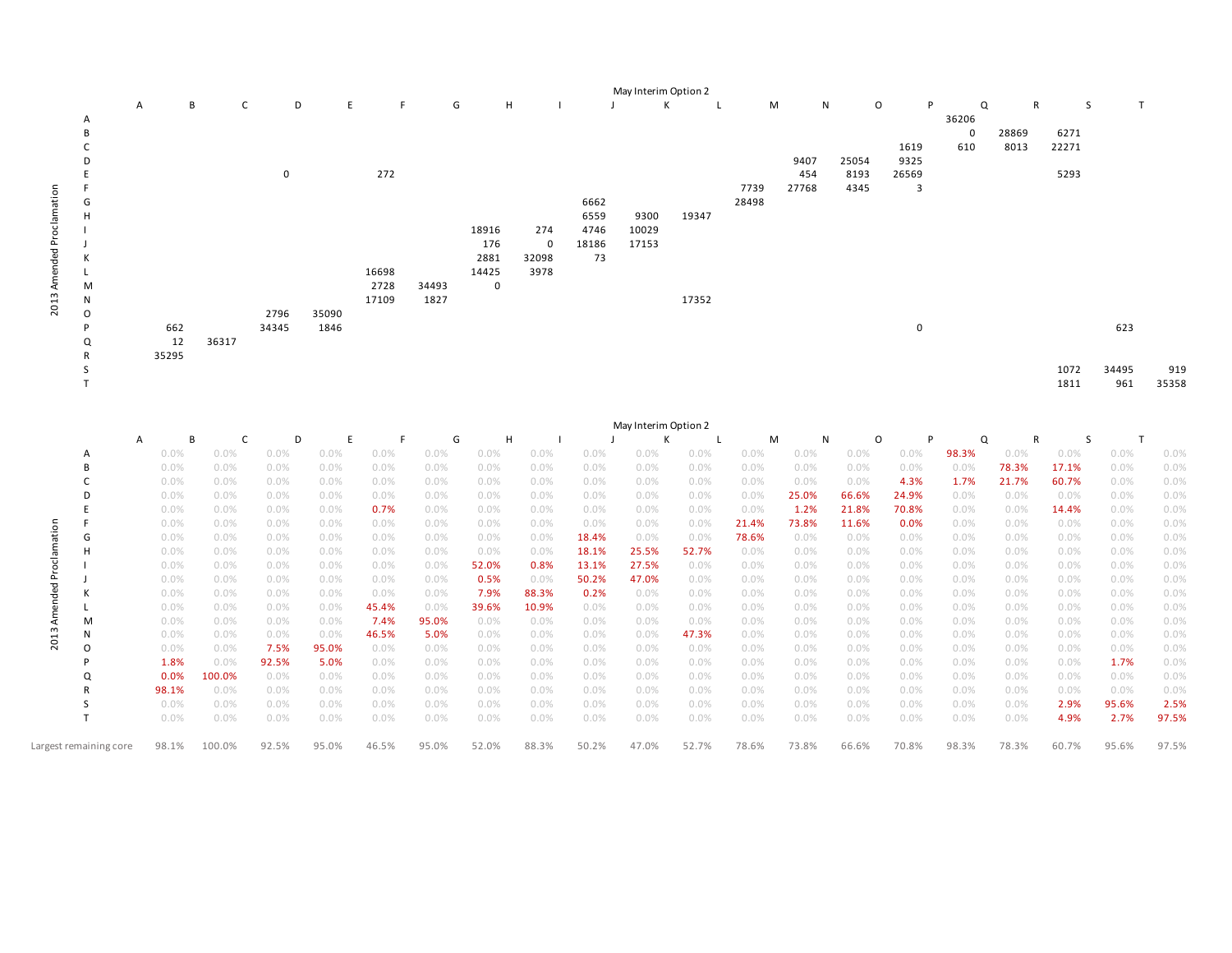**May Interim Option 2** (columns) / **2013 Amended Proclamation** (rows)

| | A | B | C | D | E | F | G | H | I | J | K | L | M | N | O | P | Q | R | S | T |
|---|---|---|---|---|---|---|---|---|---|---|---|---|---|---|---|---|---|---|---|---|
| A | | | | | | | | | | | | | | | | 36206 | | | | |
| B | | | | | | | | | | | | | | | | 0 | 28869 | 6271 | | |
| C | | | | | | | | | | | | | | | 1619 | 610 | 8013 | 22271 | | |
| D | | | | | | | | | | | | | 9407 | 25054 | 9325 | | | | | |
| E | | | 0 | | 272 | | | | | | | | 454 | 8193 | 26569 | | | 5293 | | |
| F | | | | | | | | | | | | 7739 | 27768 | 4345 | 3 | | | | | |
| G | | | | | | | | | 6662 | | | 28498 | | | | | | | | |
| H | | | | | | | | | 6559 | 9300 | 19347 | | | | | | | | | |
| I | | | | | | | 18916 | 274 | 4746 | 10029 | | | | | | | | | | |
| J | | | | | | | 176 | 0 | 18186 | 17153 | | | | | | | | | | |
| K | | | | | | | 2881 | 32098 | 73 | | | | | | | | | | | |
| L | | | | | 16698 | | 14425 | 3978 | | | | | | | | | | | | |
| M | | | | | 2728 | 34493 | 0 | | | | | | | | | | | | | |
| N | | | | | 17109 | 1827 | | | | | 17352 | | | | | | | | | |
| O | | | 2796 | 35090 | | | | | | | | | | | | | | | | |
| P | 662 | | 34345 | 1846 | | | | | | | | | | | 0 | | | | 623 | |
| Q | 12 | 36317 | | | | | | | | | | | | | | | | | | |
| R | 35295 | | | | | | | | | | | | | | | | | | | |
| S | | | | | | | | | | | | | | | | | | 1072 | 34495 | 919 |
| T | | | | | | | | | | | | | | | | | | 1811 | 961 | 35358 |

**May Interim Option 2** (columns) / **2013 Amended Proclamation** (rows)

| | A | B | C | D | E | F | G | H | I | J | K | L | M | N | O | P | Q | R | S | T |
|---|---|---|---|---|---|---|---|---|---|---|---|---|---|---|---|---|---|---|---|---|
| A | 0.0% | 0.0% | 0.0% | 0.0% | 0.0% | 0.0% | 0.0% | 0.0% | 0.0% | 0.0% | 0.0% | 0.0% | 0.0% | 0.0% | 0.0% | 98.3% | 0.0% | 0.0% | 0.0% | 0.0% |
| B | 0.0% | 0.0% | 0.0% | 0.0% | 0.0% | 0.0% | 0.0% | 0.0% | 0.0% | 0.0% | 0.0% | 0.0% | 0.0% | 0.0% | 0.0% | 0.0% | 78.3% | 17.1% | 0.0% | 0.0% |
| C | 0.0% | 0.0% | 0.0% | 0.0% | 0.0% | 0.0% | 0.0% | 0.0% | 0.0% | 0.0% | 0.0% | 0.0% | 0.0% | 0.0% | 4.3% | 1.7% | 21.7% | 60.7% | 0.0% | 0.0% |
| D | 0.0% | 0.0% | 0.0% | 0.0% | 0.0% | 0.0% | 0.0% | 0.0% | 0.0% | 0.0% | 0.0% | 0.0% | 25.0% | 66.6% | 24.9% | 0.0% | 0.0% | 0.0% | 0.0% | 0.0% |
| E | 0.0% | 0.0% | 0.0% | 0.0% | 0.7% | 0.0% | 0.0% | 0.0% | 0.0% | 0.0% | 0.0% | 0.0% | 1.2% | 21.8% | 70.8% | 0.0% | 0.0% | 14.4% | 0.0% | 0.0% |
| F | 0.0% | 0.0% | 0.0% | 0.0% | 0.0% | 0.0% | 0.0% | 0.0% | 0.0% | 0.0% | 0.0% | 21.4% | 73.8% | 11.6% | 0.0% | 0.0% | 0.0% | 0.0% | 0.0% | 0.0% |
| G | 0.0% | 0.0% | 0.0% | 0.0% | 0.0% | 0.0% | 0.0% | 0.0% | 18.4% | 0.0% | 0.0% | 78.6% | 0.0% | 0.0% | 0.0% | 0.0% | 0.0% | 0.0% | 0.0% | 0.0% |
| H | 0.0% | 0.0% | 0.0% | 0.0% | 0.0% | 0.0% | 0.0% | 0.0% | 18.1% | 25.5% | 52.7% | 0.0% | 0.0% | 0.0% | 0.0% | 0.0% | 0.0% | 0.0% | 0.0% | 0.0% |
| I | 0.0% | 0.0% | 0.0% | 0.0% | 0.0% | 0.0% | 52.0% | 0.8% | 13.1% | 27.5% | 0.0% | 0.0% | 0.0% | 0.0% | 0.0% | 0.0% | 0.0% | 0.0% | 0.0% | 0.0% |
| J | 0.0% | 0.0% | 0.0% | 0.0% | 0.0% | 0.0% | 0.5% | 0.0% | 50.2% | 47.0% | 0.0% | 0.0% | 0.0% | 0.0% | 0.0% | 0.0% | 0.0% | 0.0% | 0.0% | 0.0% |
| K | 0.0% | 0.0% | 0.0% | 0.0% | 0.0% | 0.0% | 7.9% | 88.3% | 0.2% | 0.0% | 0.0% | 0.0% | 0.0% | 0.0% | 0.0% | 0.0% | 0.0% | 0.0% | 0.0% | 0.0% |
| L | 0.0% | 0.0% | 0.0% | 0.0% | 45.4% | 0.0% | 39.6% | 10.9% | 0.0% | 0.0% | 0.0% | 0.0% | 0.0% | 0.0% | 0.0% | 0.0% | 0.0% | 0.0% | 0.0% | 0.0% |
| M | 0.0% | 0.0% | 0.0% | 0.0% | 7.4% | 95.0% | 0.0% | 0.0% | 0.0% | 0.0% | 0.0% | 0.0% | 0.0% | 0.0% | 0.0% | 0.0% | 0.0% | 0.0% | 0.0% | 0.0% |
| N | 0.0% | 0.0% | 0.0% | 0.0% | 46.5% | 5.0% | 0.0% | 0.0% | 0.0% | 0.0% | 47.3% | 0.0% | 0.0% | 0.0% | 0.0% | 0.0% | 0.0% | 0.0% | 0.0% | 0.0% |
| O | 0.0% | 0.0% | 7.5% | 95.0% | 0.0% | 0.0% | 0.0% | 0.0% | 0.0% | 0.0% | 0.0% | 0.0% | 0.0% | 0.0% | 0.0% | 0.0% | 0.0% | 0.0% | 0.0% | 0.0% |
| P | 1.8% | 0.0% | 92.5% | 5.0% | 0.0% | 0.0% | 0.0% | 0.0% | 0.0% | 0.0% | 0.0% | 0.0% | 0.0% | 0.0% | 0.0% | 0.0% | 0.0% | 0.0% | 1.7% | 0.0% |
| Q | 0.0% | 100.0% | 0.0% | 0.0% | 0.0% | 0.0% | 0.0% | 0.0% | 0.0% | 0.0% | 0.0% | 0.0% | 0.0% | 0.0% | 0.0% | 0.0% | 0.0% | 0.0% | 0.0% | 0.0% |
| R | 98.1% | 0.0% | 0.0% | 0.0% | 0.0% | 0.0% | 0.0% | 0.0% | 0.0% | 0.0% | 0.0% | 0.0% | 0.0% | 0.0% | 0.0% | 0.0% | 0.0% | 0.0% | 0.0% | 0.0% |
| S | 0.0% | 0.0% | 0.0% | 0.0% | 0.0% | 0.0% | 0.0% | 0.0% | 0.0% | 0.0% | 0.0% | 0.0% | 0.0% | 0.0% | 0.0% | 0.0% | 0.0% | 2.9% | 95.6% | 2.5% |
| T | 0.0% | 0.0% | 0.0% | 0.0% | 0.0% | 0.0% | 0.0% | 0.0% | 0.0% | 0.0% | 0.0% | 0.0% | 0.0% | 0.0% | 0.0% | 0.0% | 0.0% | 4.9% | 2.7% | 97.5% |
| Largest remaining core | 98.1% | 100.0% | 92.5% | 95.0% | 46.5% | 95.0% | 52.0% | 88.3% | 50.2% | 47.0% | 52.7% | 78.6% | 73.8% | 66.6% | 70.8% | 98.3% | 78.3% | 60.7% | 95.6% | 97.5% |